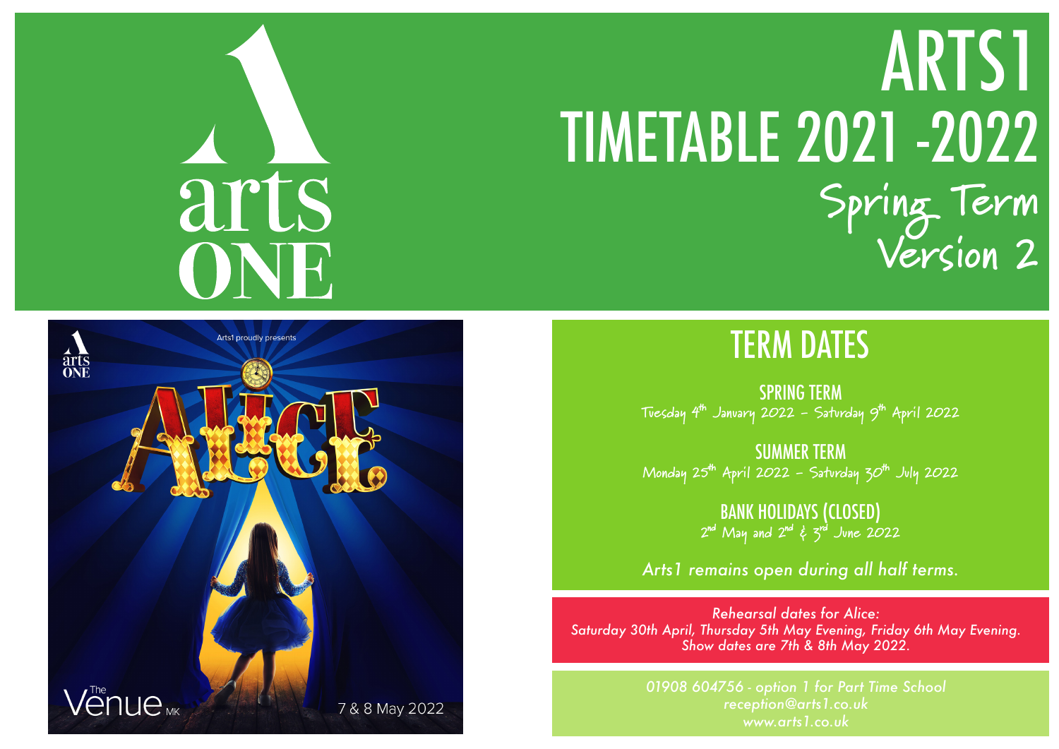# ARTS1 TIMETABLE 2021 -2022

## Spring Term Version 2

## TERM DATES

### SPRING TERM

Tuesday 4th January 2022 – Saturday 9th April 2022

### SUMMER TERM

Monday 25th April 2022 – Saturday 30th July 2022

### BANK HOLIDAYS (CLOSED)

2nd May and 2nd & 3rd June 2022

*Arts1 remains open during all half terms.*

*Rehearsal dates for Alice:*
*Saturday 30th April, Thursday 5th May Evening, Friday 6th May Evening.*
*Show dates are 7th & 8th May 2022.*

*01908 604756 - option 1 for Part Time School*
*reception@arts1.co.uk*
*www.arts1.co.uk*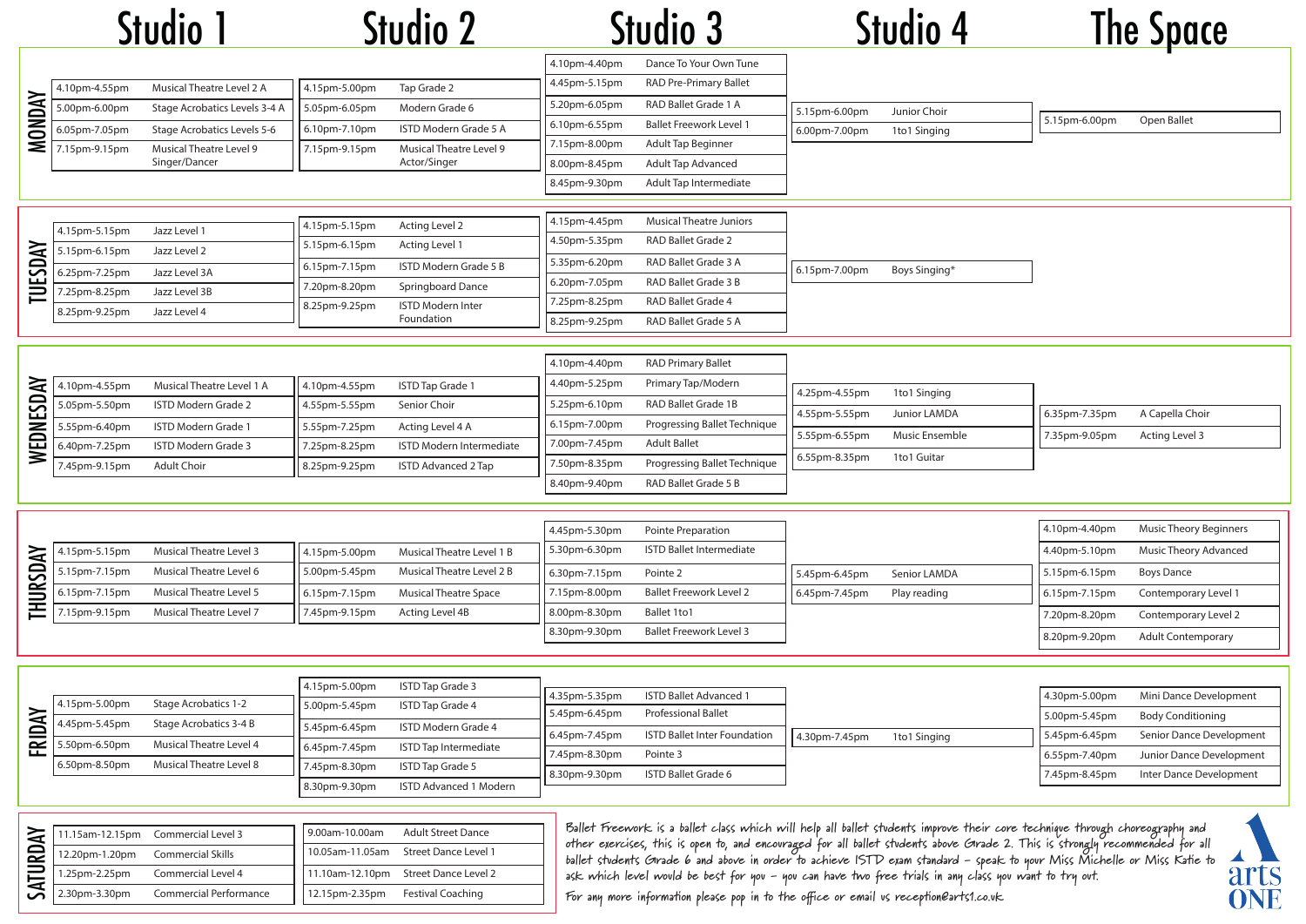## MONDAY

### Studio 1

| | |
|---|---|
| 4.10pm-4.55pm | Musical Theatre Level 2 A |
| 5.00pm-6.00pm | Stage Acrobatics Levels 3-4 A |
| 6.05pm-7.05pm | Stage Acrobatics Levels 5-6 |
| 7.15pm-9.15pm | Musical Theatre Level 9 Singer/Dancer |

### Studio 2

| | |
|---|---|
| 4.15pm-5.00pm | Tap Grade 2 |
| 5.05pm-6.05pm | Modern Grade 6 |
| 6.10pm-7.10pm | ISTD Modern Grade 5 A |
| 7.15pm-9.15pm | Musical Theatre Level 9 Actor/Singer |

### Studio 3

| | |
|---|---|
| 4.10pm-4.40pm | Dance To Your Own Tune |
| 4.45pm-5.15pm | RAD Pre-Primary Ballet |
| 5.20pm-6.05pm | RAD Ballet Grade 1 A |
| 6.10pm-6.55pm | Ballet Freework Level 1 |
| 7.15pm-8.00pm | Adult Tap Beginner |
| 8.00pm-8.45pm | Adult Tap Advanced |
| 8.45pm-9.30pm | Adult Tap Intermediate |

### Studio 4

| | |
|---|---|
| 5.15pm-6.00pm | Junior Choir |
| 6.00pm-7.00pm | 1to1 Singing |

### The Space

| | |
|---|---|
| 5.15pm-6.00pm | Open Ballet |

## TUESDAY

### Studio 1

| | |
|---|---|
| 4.15pm-5.15pm | Jazz Level 1 |
| 5.15pm-6.15pm | Jazz Level 2 |
| 6.25pm-7.25pm | Jazz Level 3A |
| 7.25pm-8.25pm | Jazz Level 3B |
| 8.25pm-9.25pm | Jazz Level 4 |

### Studio 2

| | |
|---|---|
| 4.15pm-5.15pm | Acting Level 2 |
| 5.15pm-6.15pm | Acting Level 1 |
| 6.15pm-7.15pm | ISTD Modern Grade 5 B |
| 7.20pm-8.20pm | Springboard Dance |
| 8.25pm-9.25pm | ISTD Modern Inter Foundation |

### Studio 3

| | |
|---|---|
| 4.15pm-4.45pm | Musical Theatre Juniors |
| 4.50pm-5.35pm | RAD Ballet Grade 2 |
| 5.35pm-6.20pm | RAD Ballet Grade 3 A |
| 6.20pm-7.05pm | RAD Ballet Grade 3 B |
| 7.25pm-8.25pm | RAD Ballet Grade 4 |
| 8.25pm-9.25pm | RAD Ballet Grade 5 A |

### Studio 4

| | |
|---|---|
| 6.15pm-7.00pm | Boys Singing* |

## WEDNESDAY

### Studio 1

| | |
|---|---|
| 4.10pm-4.55pm | Musical Theatre Level 1 A |
| 5.05pm-5.50pm | ISTD Modern Grade 2 |
| 5.55pm-6.40pm | ISTD Modern Grade 1 |
| 6.40pm-7.25pm | ISTD Modern Grade 3 |
| 7.45pm-9.15pm | Adult Choir |

### Studio 2

| | |
|---|---|
| 4.10pm-4.55pm | ISTD Tap Grade 1 |
| 4.55pm-5.55pm | Senior Choir |
| 5.55pm-7.25pm | Acting Level 4 A |
| 7.25pm-8.25pm | ISTD Modern Intermediate |
| 8.25pm-9.25pm | ISTD Advanced 2 Tap |

### Studio 3

| | |
|---|---|
| 4.10pm-4.40pm | RAD Primary Ballet |
| 4.40pm-5.25pm | Primary Tap/Modern |
| 5.25pm-6.10pm | RAD Ballet Grade 1B |
| 6.15pm-7.00pm | Progressing Ballet Technique |
| 7.00pm-7.45pm | Adult Ballet |
| 7.50pm-8.35pm | Progressing Ballet Technique |
| 8.40pm-9.40pm | RAD Ballet Grade 5 B |

### Studio 4

| | |
|---|---|
| 4.25pm-4.55pm | 1to1 Singing |
| 4.55pm-5.55pm | Junior LAMDA |
| 5.55pm-6.55pm | Music Ensemble |
| 6.55pm-8.35pm | 1to1 Guitar |

### The Space

| | |
|---|---|
| 6.35pm-7.35pm | A Capella Choir |
| 7.35pm-9.05pm | Acting Level 3 |

## THURSDAY

### Studio 1

| | |
|---|---|
| 4.15pm-5.15pm | Musical Theatre Level 3 |
| 5.15pm-7.15pm | Musical Theatre Level 6 |
| 6.15pm-7.15pm | Musical Theatre Level 5 |
| 7.15pm-9.15pm | Musical Theatre Level 7 |

### Studio 2

| | |
|---|---|
| 4.15pm-5.00pm | Musical Theatre Level 1 B |
| 5.00pm-5.45pm | Musical Theatre Level 2 B |
| 6.15pm-7.15pm | Musical Theatre Space |
| 7.45pm-9.15pm | Acting Level 4B |

### Studio 3

| | |
|---|---|
| 4.45pm-5.30pm | Pointe Preparation |
| 5.30pm-6.30pm | ISTD Ballet Intermediate |
| 6.30pm-7.15pm | Pointe 2 |
| 7.15pm-8.00pm | Ballet Freework Level 2 |
| 8.00pm-8.30pm | Ballet 1to1 |
| 8.30pm-9.30pm | Ballet Freework Level 3 |

### Studio 4

| | |
|---|---|
| 5.45pm-6.45pm | Senior LAMDA |
| 6.45pm-7.45pm | Play reading |

### The Space

| | |
|---|---|
| 4.10pm-4.40pm | Music Theory Beginners |
| 4.40pm-5.10pm | Music Theory Advanced |
| 5.15pm-6.15pm | Boys Dance |
| 6.15pm-7.15pm | Contemporary Level 1 |
| 7.20pm-8.20pm | Contemporary Level 2 |
| 8.20pm-9.20pm | Adult Contemporary |

## FRIDAY

### Studio 1

| | |
|---|---|
| 4.15pm-5.00pm | Stage Acrobatics 1-2 |
| 4.45pm-5.45pm | Stage Acrobatics 3-4 B |
| 5.50pm-6.50pm | Musical Theatre Level 4 |
| 6.50pm-8.50pm | Musical Theatre Level 8 |

### Studio 2

| | |
|---|---|
| 4.15pm-5.00pm | ISTD Tap Grade 3 |
| 5.00pm-5.45pm | ISTD Tap Grade 4 |
| 5.45pm-6.45pm | ISTD Modern Grade 4 |
| 6.45pm-7.45pm | ISTD Tap Intermediate |
| 7.45pm-8.30pm | ISTD Tap Grade 5 |
| 8.30pm-9.30pm | ISTD Advanced 1 Modern |

### Studio 3

| | |
|---|---|
| 4.35pm-5.35pm | ISTD Ballet Advanced 1 |
| 5.45pm-6.45pm | Professional Ballet |
| 6.45pm-7.45pm | ISTD Ballet Inter Foundation |
| 7.45pm-8.30pm | Pointe 3 |
| 8.30pm-9.30pm | ISTD Ballet Grade 6 |

### Studio 4

| | |
|---|---|
| 4.30pm-7.45pm | 1to1 Singing |

### The Space

| | |
|---|---|
| 4.30pm-5.00pm | Mini Dance Development |
| 5.00pm-5.45pm | Body Conditioning |
| 5.45pm-6.45pm | Senior Dance Development |
| 6.55pm-7.40pm | Junior Dance Development |
| 7.45pm-8.45pm | Inter Dance Development |

## SATURDAY

### Studio 1

| | |
|---|---|
| 11.15am-12.15pm | Commercial Level 3 |
| 12.20pm-1.20pm | Commercial Skills |
| 1.25pm-2.25pm | Commercial Level 4 |
| 2.30pm-3.30pm | Commercial Performance |

### Studio 2

| | |
|---|---|
| 9.00am-10.00am | Adult Street Dance |
| 10.05am-11.05am | Street Dance Level 1 |
| 11.10am-12.10pm | Street Dance Level 2 |
| 12.15pm-2.35pm | Festival Coaching |

Ballet Freework is a ballet class which will help all ballet students improve their core technique through choreography and other exercises, this is open to, and encouraged for all ballet students above Grade 2. This is strongly recommended for all ballet students Grade 6 and above in order to achieve ISTD exam standard – speak to your Miss Michelle or Miss Katie to ask which level would be best for you – you can have two free trials in any class you want to try out.

For any more information please pop in to the office or email us reception@arts1.co.uk

arts ONE